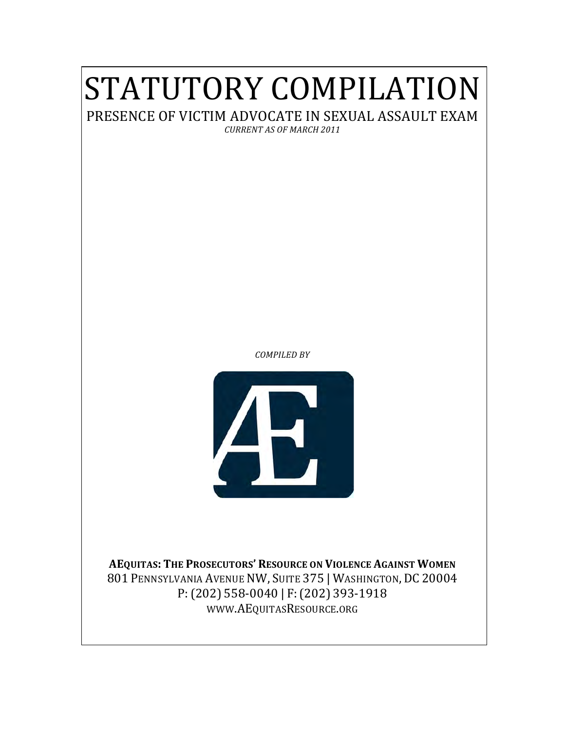# STATUTORY COMPILATION

## PRESENCE OF VICTIM ADVOCATE IN SEXUAL ASSAULT EXAM

*CURRENT AS OF MARCH 2011*

*COMPILED BY*

**AEQUITAS: THE PROSECUTORS' RESOURCE ON VIOLENCE AGAINST WOMEN**

801 PENNSYLVANIA AVENUE NW, SUITE 375 | WASHINGTON, DC 20004

P: (202) 558-0040 | F: (202) 393-1918

WWW.AEQUITASRESOURCE.ORG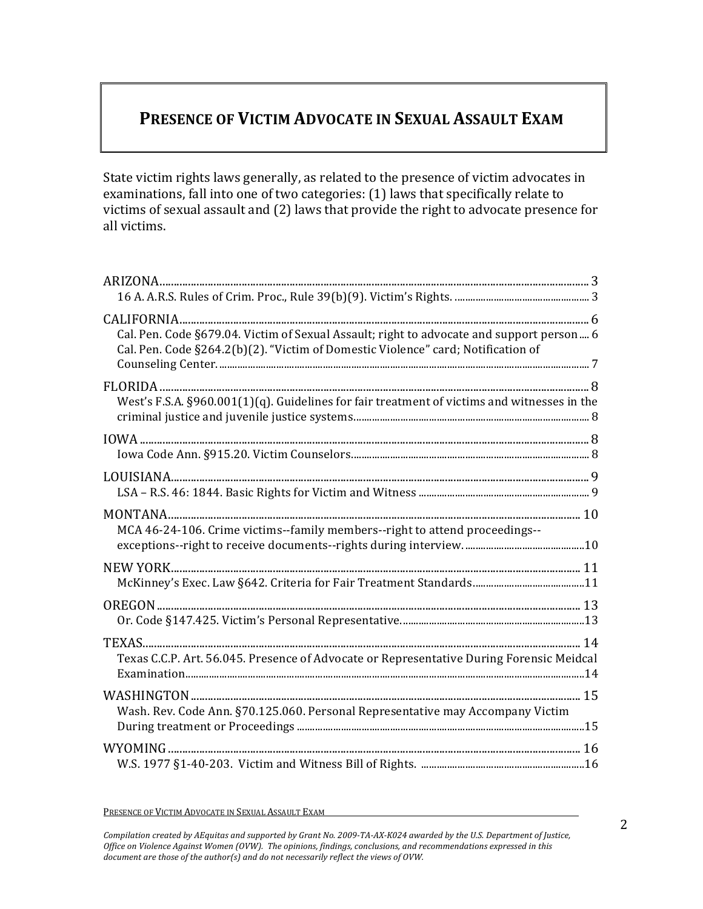# PRESENCE OF VICTIM ADVOCATE IN SEXUAL ASSAULT EXAM

State victim rights laws generally, as related to the presence of victim advocates in examinations, fall into one of two categories: (1) laws that specifically relate to victims of sexual assault and (2) laws that provide the right to advocate presence for all victims.

ARIZONA .......... 3
- 16 A. A.R.S. Rules of Crim. Proc., Rule 39(b)(9). Victim's Rights. .......... 3

CALIFORNIA .......... 6
- Cal. Pen. Code §679.04. Victim of Sexual Assault; right to advocate and support person .... 6
- Cal. Pen. Code §264.2(b)(2). "Victim of Domestic Violence" card; Notification of Counseling Center. .......... 7

FLORIDA .......... 8
- West's F.S.A. §960.001(1)(q). Guidelines for fair treatment of victims and witnesses in the criminal justice and juvenile justice systems .......... 8

IOWA .......... 8
- Iowa Code Ann. §915.20. Victim Counselors .......... 8

LOUISIANA .......... 9
- LSA – R.S. 46: 1844. Basic Rights for Victim and Witness .......... 9

MONTANA .......... 10
- MCA 46-24-106. Crime victims--family members--right to attend proceedings--exceptions--right to receive documents--rights during interview. .......... 10

NEW YORK .......... 11
- McKinney's Exec. Law §642. Criteria for Fair Treatment Standards .......... 11

OREGON .......... 13
- Or. Code §147.425. Victim's Personal Representative. .......... 13

TEXAS .......... 14
- Texas C.C.P. Art. 56.045. Presence of Advocate or Representative During Forensic Meidcal Examination .......... 14

WASHINGTON .......... 15
- Wash. Rev. Code Ann. §70.125.060. Personal Representative may Accompany Victim During treatment or Proceedings .......... 15

WYOMING .......... 16
- W.S. 1977 §1-40-203. Victim and Witness Bill of Rights. .......... 16

*Compilation created by AEquitas and supported by Grant No. 2009-TA-AX-K024 awarded by the U.S. Department of Justice, Office on Violence Against Women (OVW). The opinions, findings, conclusions, and recommendations expressed in this document are those of the author(s) and do not necessarily reflect the views of OVW.*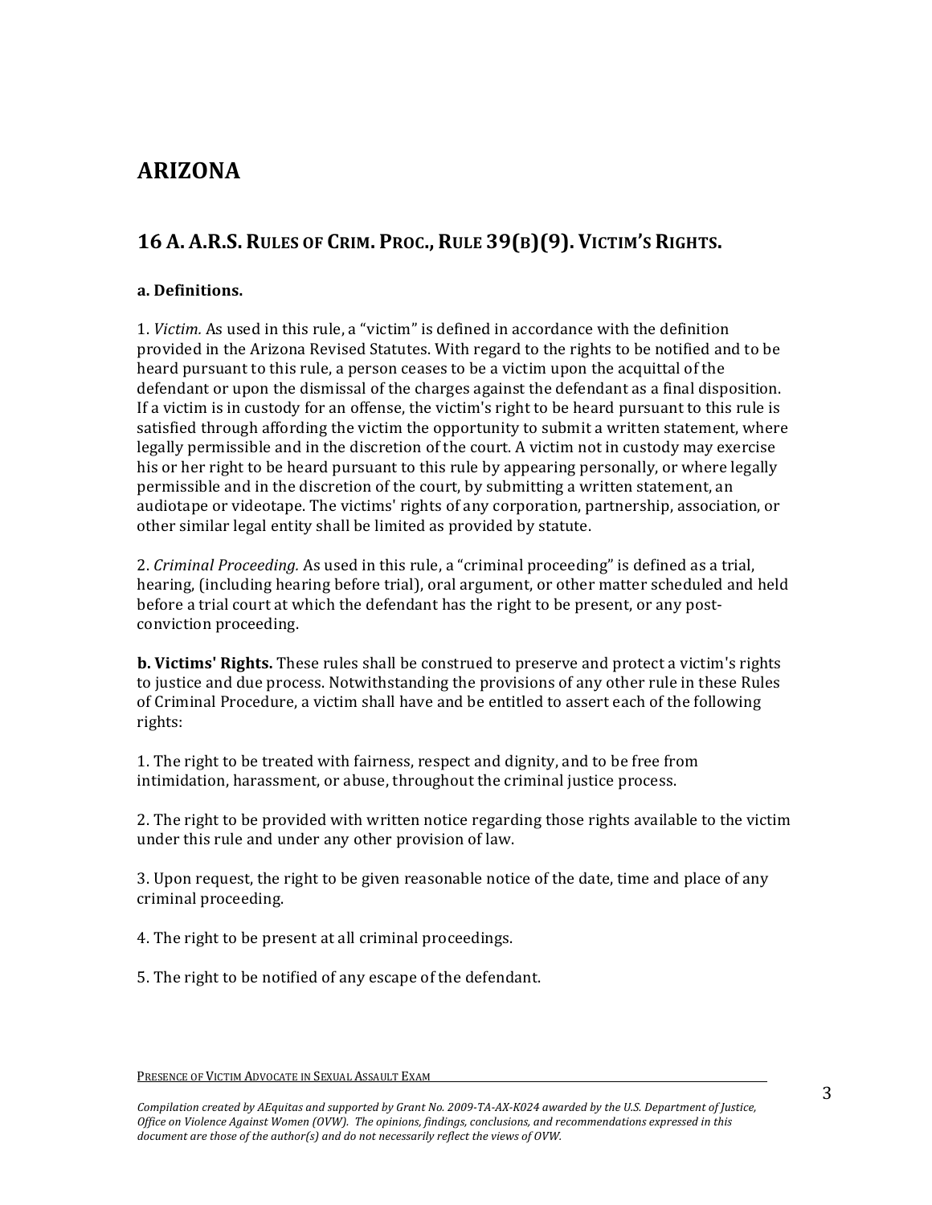# ARIZONA

## 16 A. A.R.S. Rules of Crim. Proc., Rule 39(b)(9). Victim's Rights.

**a. Definitions.**

1. *Victim.* As used in this rule, a "victim" is defined in accordance with the definition provided in the Arizona Revised Statutes. With regard to the rights to be notified and to be heard pursuant to this rule, a person ceases to be a victim upon the acquittal of the defendant or upon the dismissal of the charges against the defendant as a final disposition. If a victim is in custody for an offense, the victim's right to be heard pursuant to this rule is satisfied through affording the victim the opportunity to submit a written statement, where legally permissible and in the discretion of the court. A victim not in custody may exercise his or her right to be heard pursuant to this rule by appearing personally, or where legally permissible and in the discretion of the court, by submitting a written statement, an audiotape or videotape. The victims' rights of any corporation, partnership, association, or other similar legal entity shall be limited as provided by statute.

2. *Criminal Proceeding.* As used in this rule, a "criminal proceeding" is defined as a trial, hearing, (including hearing before trial), oral argument, or other matter scheduled and held before a trial court at which the defendant has the right to be present, or any post-conviction proceeding.

**b. Victims' Rights.** These rules shall be construed to preserve and protect a victim's rights to justice and due process. Notwithstanding the provisions of any other rule in these Rules of Criminal Procedure, a victim shall have and be entitled to assert each of the following rights:

1. The right to be treated with fairness, respect and dignity, and to be free from intimidation, harassment, or abuse, throughout the criminal justice process.

2. The right to be provided with written notice regarding those rights available to the victim under this rule and under any other provision of law.

3. Upon request, the right to be given reasonable notice of the date, time and place of any criminal proceeding.

4. The right to be present at all criminal proceedings.

5. The right to be notified of any escape of the defendant.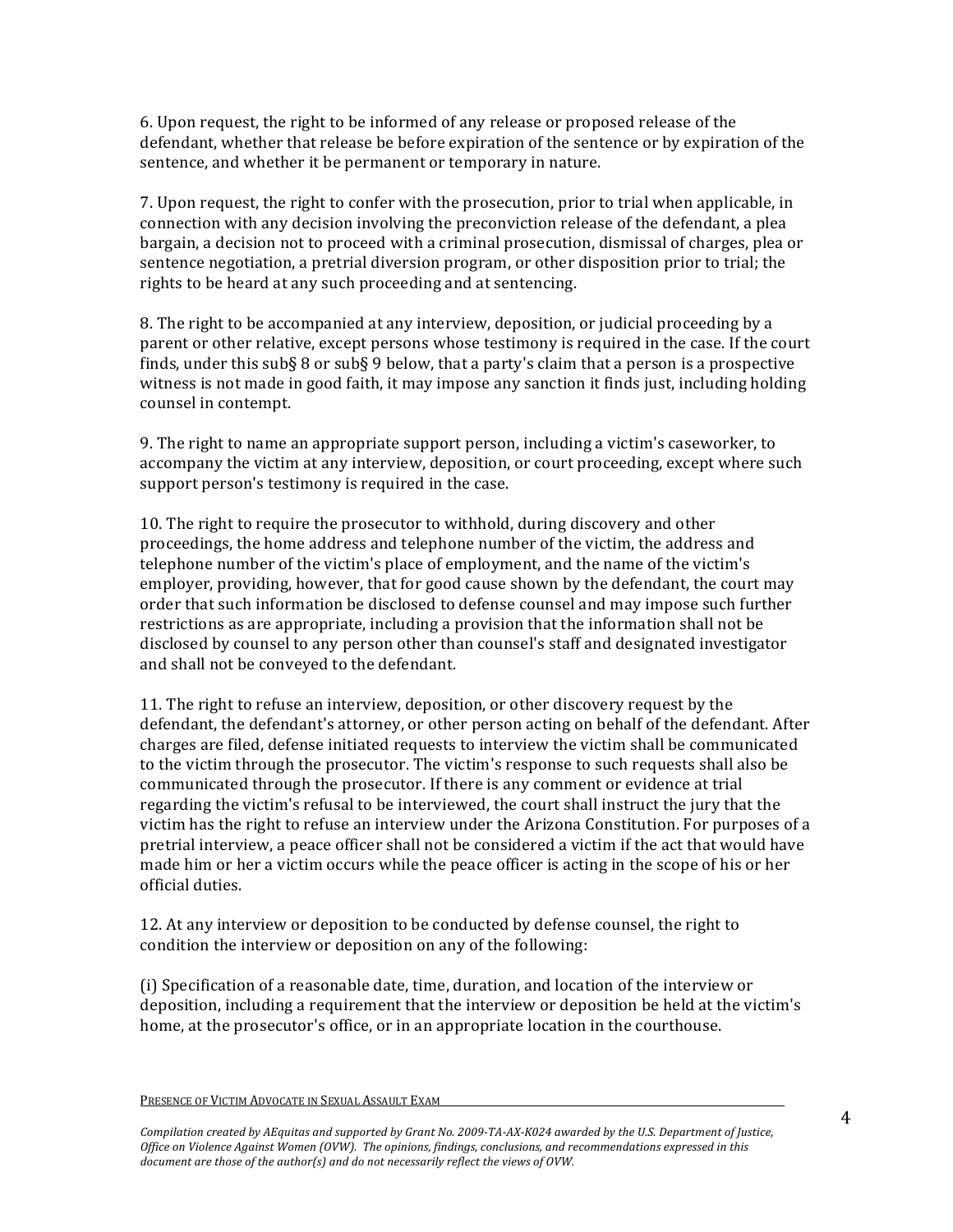6. Upon request, the right to be informed of any release or proposed release of the defendant, whether that release be before expiration of the sentence or by expiration of the sentence, and whether it be permanent or temporary in nature.

7. Upon request, the right to confer with the prosecution, prior to trial when applicable, in connection with any decision involving the preconviction release of the defendant, a plea bargain, a decision not to proceed with a criminal prosecution, dismissal of charges, plea or sentence negotiation, a pretrial diversion program, or other disposition prior to trial; the rights to be heard at any such proceeding and at sentencing.

8. The right to be accompanied at any interview, deposition, or judicial proceeding by a parent or other relative, except persons whose testimony is required in the case. If the court finds, under this sub§ 8 or sub§ 9 below, that a party's claim that a person is a prospective witness is not made in good faith, it may impose any sanction it finds just, including holding counsel in contempt.

9. The right to name an appropriate support person, including a victim's caseworker, to accompany the victim at any interview, deposition, or court proceeding, except where such support person's testimony is required in the case.

10. The right to require the prosecutor to withhold, during discovery and other proceedings, the home address and telephone number of the victim, the address and telephone number of the victim's place of employment, and the name of the victim's employer, providing, however, that for good cause shown by the defendant, the court may order that such information be disclosed to defense counsel and may impose such further restrictions as are appropriate, including a provision that the information shall not be disclosed by counsel to any person other than counsel's staff and designated investigator and shall not be conveyed to the defendant.

11. The right to refuse an interview, deposition, or other discovery request by the defendant, the defendant's attorney, or other person acting on behalf of the defendant. After charges are filed, defense initiated requests to interview the victim shall be communicated to the victim through the prosecutor. The victim's response to such requests shall also be communicated through the prosecutor. If there is any comment or evidence at trial regarding the victim's refusal to be interviewed, the court shall instruct the jury that the victim has the right to refuse an interview under the Arizona Constitution. For purposes of a pretrial interview, a peace officer shall not be considered a victim if the act that would have made him or her a victim occurs while the peace officer is acting in the scope of his or her official duties.

12. At any interview or deposition to be conducted by defense counsel, the right to condition the interview or deposition on any of the following:

(i) Specification of a reasonable date, time, duration, and location of the interview or deposition, including a requirement that the interview or deposition be held at the victim's home, at the prosecutor's office, or in an appropriate location in the courthouse.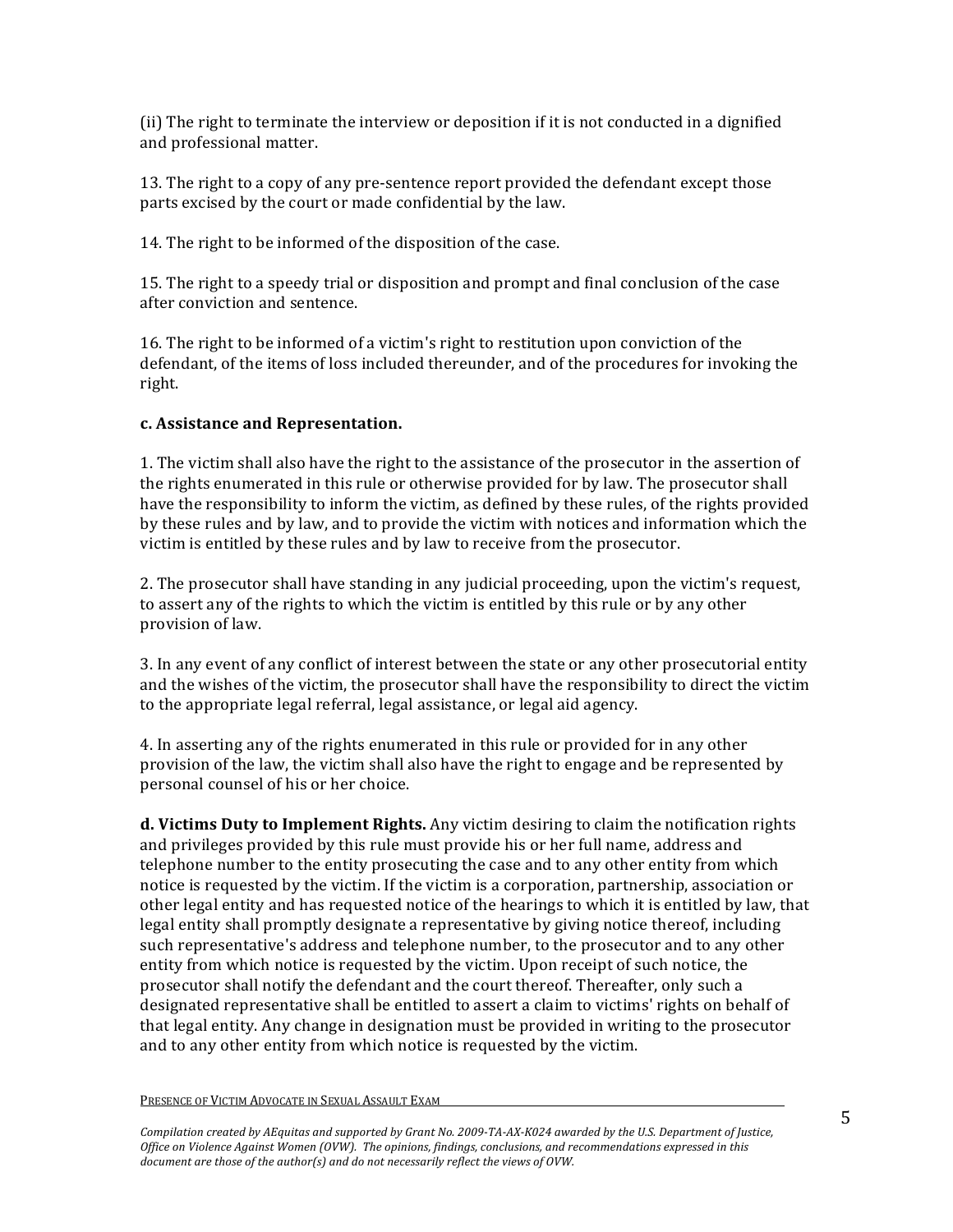(ii) The right to terminate the interview or deposition if it is not conducted in a dignified and professional matter.

13. The right to a copy of any pre-sentence report provided the defendant except those parts excised by the court or made confidential by the law.

14. The right to be informed of the disposition of the case.

15. The right to a speedy trial or disposition and prompt and final conclusion of the case after conviction and sentence.

16. The right to be informed of a victim's right to restitution upon conviction of the defendant, of the items of loss included thereunder, and of the procedures for invoking the right.

**c. Assistance and Representation.**

1. The victim shall also have the right to the assistance of the prosecutor in the assertion of the rights enumerated in this rule or otherwise provided for by law. The prosecutor shall have the responsibility to inform the victim, as defined by these rules, of the rights provided by these rules and by law, and to provide the victim with notices and information which the victim is entitled by these rules and by law to receive from the prosecutor.

2. The prosecutor shall have standing in any judicial proceeding, upon the victim's request, to assert any of the rights to which the victim is entitled by this rule or by any other provision of law.

3. In any event of any conflict of interest between the state or any other prosecutorial entity and the wishes of the victim, the prosecutor shall have the responsibility to direct the victim to the appropriate legal referral, legal assistance, or legal aid agency.

4. In asserting any of the rights enumerated in this rule or provided for in any other provision of the law, the victim shall also have the right to engage and be represented by personal counsel of his or her choice.

**d. Victims Duty to Implement Rights.** Any victim desiring to claim the notification rights and privileges provided by this rule must provide his or her full name, address and telephone number to the entity prosecuting the case and to any other entity from which notice is requested by the victim. If the victim is a corporation, partnership, association or other legal entity and has requested notice of the hearings to which it is entitled by law, that legal entity shall promptly designate a representative by giving notice thereof, including such representative's address and telephone number, to the prosecutor and to any other entity from which notice is requested by the victim. Upon receipt of such notice, the prosecutor shall notify the defendant and the court thereof. Thereafter, only such a designated representative shall be entitled to assert a claim to victims' rights on behalf of that legal entity. Any change in designation must be provided in writing to the prosecutor and to any other entity from which notice is requested by the victim.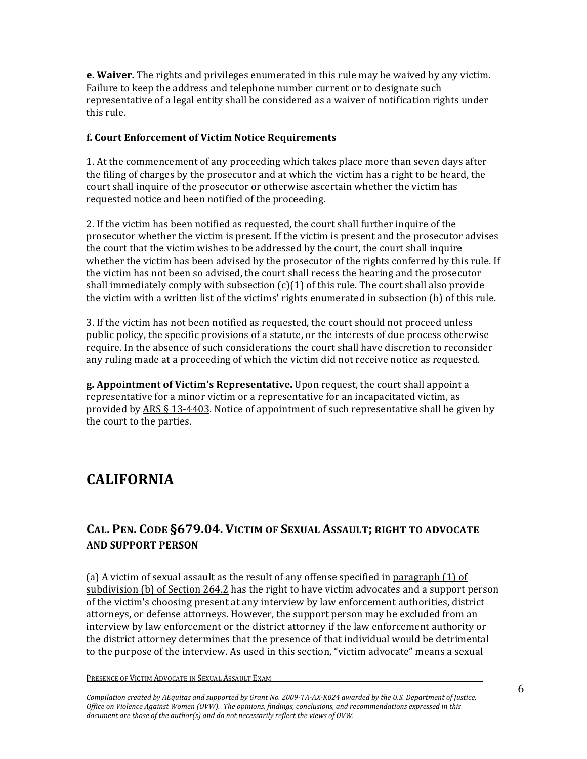**e. Waiver.** The rights and privileges enumerated in this rule may be waived by any victim. Failure to keep the address and telephone number current or to designate such representative of a legal entity shall be considered as a waiver of notification rights under this rule.

**f. Court Enforcement of Victim Notice Requirements**

1. At the commencement of any proceeding which takes place more than seven days after the filing of charges by the prosecutor and at which the victim has a right to be heard, the court shall inquire of the prosecutor or otherwise ascertain whether the victim has requested notice and been notified of the proceeding.

2. If the victim has been notified as requested, the court shall further inquire of the prosecutor whether the victim is present. If the victim is present and the prosecutor advises the court that the victim wishes to be addressed by the court, the court shall inquire whether the victim has been advised by the prosecutor of the rights conferred by this rule. If the victim has not been so advised, the court shall recess the hearing and the prosecutor shall immediately comply with subsection (c)(1) of this rule. The court shall also provide the victim with a written list of the victims' rights enumerated in subsection (b) of this rule.

3. If the victim has not been notified as requested, the court should not proceed unless public policy, the specific provisions of a statute, or the interests of due process otherwise require. In the absence of such considerations the court shall have discretion to reconsider any ruling made at a proceeding of which the victim did not receive notice as requested.

**g. Appointment of Victim's Representative.** Upon request, the court shall appoint a representative for a minor victim or a representative for an incapacitated victim, as provided by ARS § 13-4403. Notice of appointment of such representative shall be given by the court to the parties.

# CALIFORNIA

## CAL. PEN. CODE §679.04. VICTIM OF SEXUAL ASSAULT; RIGHT TO ADVOCATE AND SUPPORT PERSON

(a) A victim of sexual assault as the result of any offense specified in paragraph (1) of subdivision (b) of Section 264.2 has the right to have victim advocates and a support person of the victim's choosing present at any interview by law enforcement authorities, district attorneys, or defense attorneys. However, the support person may be excluded from an interview by law enforcement or the district attorney if the law enforcement authority or the district attorney determines that the presence of that individual would be detrimental to the purpose of the interview. As used in this section, "victim advocate" means a sexual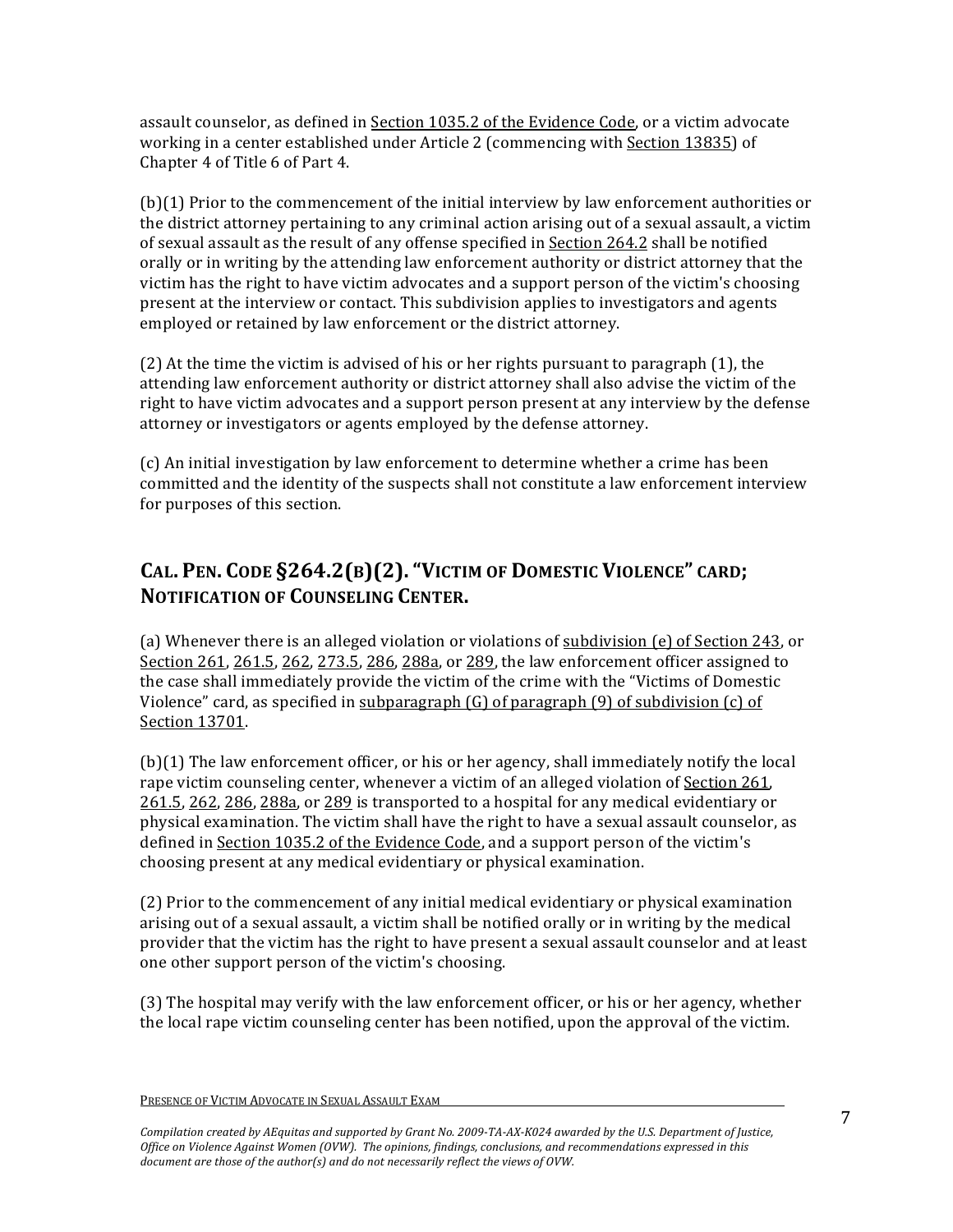assault counselor, as defined in Section 1035.2 of the Evidence Code, or a victim advocate working in a center established under Article 2 (commencing with Section 13835) of Chapter 4 of Title 6 of Part 4.

(b)(1) Prior to the commencement of the initial interview by law enforcement authorities or the district attorney pertaining to any criminal action arising out of a sexual assault, a victim of sexual assault as the result of any offense specified in Section 264.2 shall be notified orally or in writing by the attending law enforcement authority or district attorney that the victim has the right to have victim advocates and a support person of the victim's choosing present at the interview or contact. This subdivision applies to investigators and agents employed or retained by law enforcement or the district attorney.

(2) At the time the victim is advised of his or her rights pursuant to paragraph (1), the attending law enforcement authority or district attorney shall also advise the victim of the right to have victim advocates and a support person present at any interview by the defense attorney or investigators or agents employed by the defense attorney.

(c) An initial investigation by law enforcement to determine whether a crime has been committed and the identity of the suspects shall not constitute a law enforcement interview for purposes of this section.

## CAL. PEN. CODE §264.2(B)(2). "VICTIM OF DOMESTIC VIOLENCE" CARD; NOTIFICATION OF COUNSELING CENTER.

(a) Whenever there is an alleged violation or violations of subdivision (e) of Section 243, or Section 261, 261.5, 262, 273.5, 286, 288a, or 289, the law enforcement officer assigned to the case shall immediately provide the victim of the crime with the "Victims of Domestic Violence" card, as specified in subparagraph (G) of paragraph (9) of subdivision (c) of Section 13701.

(b)(1) The law enforcement officer, or his or her agency, shall immediately notify the local rape victim counseling center, whenever a victim of an alleged violation of Section 261, 261.5, 262, 286, 288a, or 289 is transported to a hospital for any medical evidentiary or physical examination. The victim shall have the right to have a sexual assault counselor, as defined in Section 1035.2 of the Evidence Code, and a support person of the victim's choosing present at any medical evidentiary or physical examination.

(2) Prior to the commencement of any initial medical evidentiary or physical examination arising out of a sexual assault, a victim shall be notified orally or in writing by the medical provider that the victim has the right to have present a sexual assault counselor and at least one other support person of the victim's choosing.

(3) The hospital may verify with the law enforcement officer, or his or her agency, whether the local rape victim counseling center has been notified, upon the approval of the victim.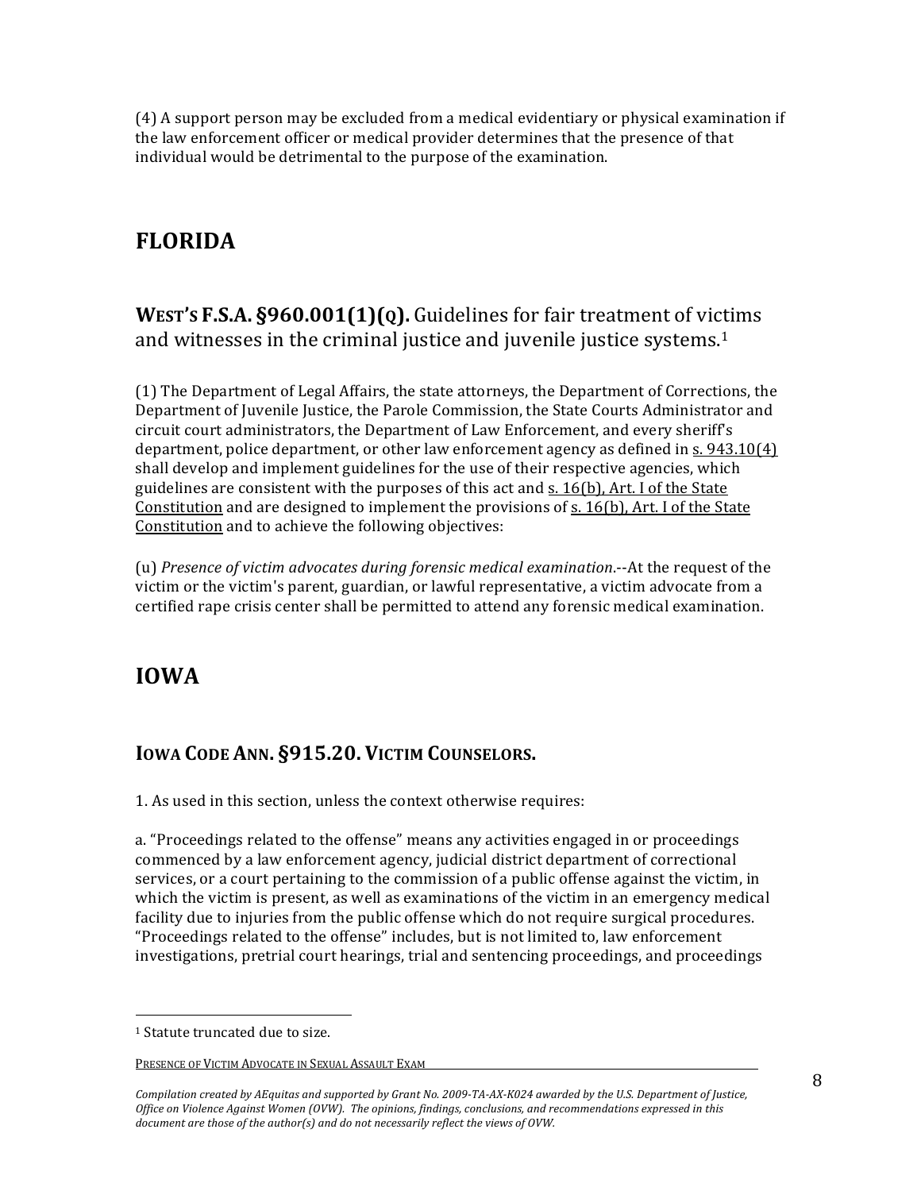(4) A support person may be excluded from a medical evidentiary or physical examination if the law enforcement officer or medical provider determines that the presence of that individual would be detrimental to the purpose of the examination.

# FLORIDA

## WEST'S F.S.A. §960.001(1)(Q). Guidelines for fair treatment of victims and witnesses in the criminal justice and juvenile justice systems.[1]

(1) The Department of Legal Affairs, the state attorneys, the Department of Corrections, the Department of Juvenile Justice, the Parole Commission, the State Courts Administrator and circuit court administrators, the Department of Law Enforcement, and every sheriff's department, police department, or other law enforcement agency as defined in s. 943.10(4) shall develop and implement guidelines for the use of their respective agencies, which guidelines are consistent with the purposes of this act and s. 16(b), Art. I of the State Constitution and are designed to implement the provisions of s. 16(b), Art. I of the State Constitution and to achieve the following objectives:

(u) *Presence of victim advocates during forensic medical examination*.--At the request of the victim or the victim's parent, guardian, or lawful representative, a victim advocate from a certified rape crisis center shall be permitted to attend any forensic medical examination.

# IOWA

## IOWA CODE ANN. §915.20. VICTIM COUNSELORS.

1. As used in this section, unless the context otherwise requires:

a. "Proceedings related to the offense" means any activities engaged in or proceedings commenced by a law enforcement agency, judicial district department of correctional services, or a court pertaining to the commission of a public offense against the victim, in which the victim is present, as well as examinations of the victim in an emergency medical facility due to injuries from the public offense which do not require surgical procedures. "Proceedings related to the offense" includes, but is not limited to, law enforcement investigations, pretrial court hearings, trial and sentencing proceedings, and proceedings

[1] Statute truncated due to size.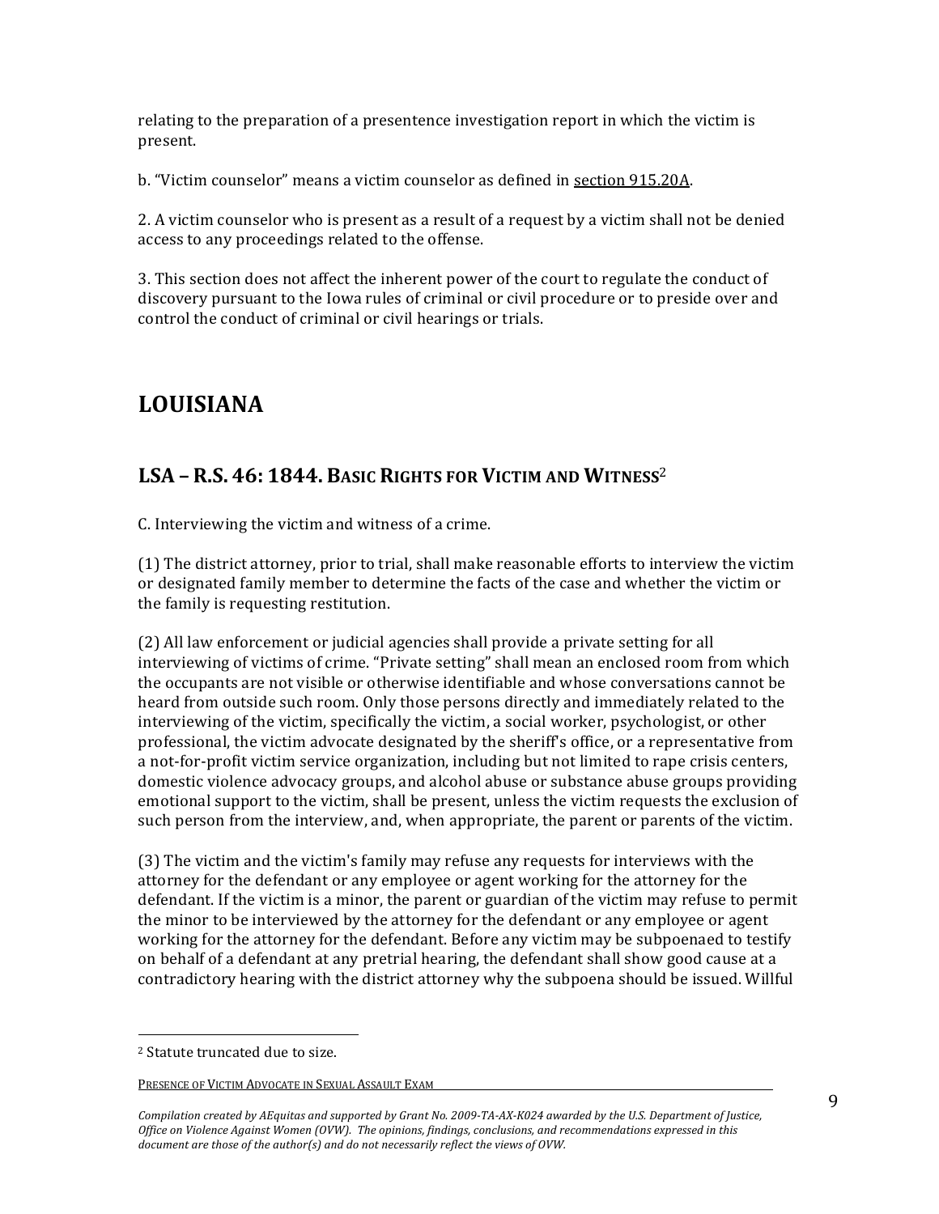relating to the preparation of a presentence investigation report in which the victim is present.

b. "Victim counselor" means a victim counselor as defined in section 915.20A.

2. A victim counselor who is present as a result of a request by a victim shall not be denied access to any proceedings related to the offense.

3. This section does not affect the inherent power of the court to regulate the conduct of discovery pursuant to the Iowa rules of criminal or civil procedure or to preside over and control the conduct of criminal or civil hearings or trials.

# LOUISIANA

## LSA – R.S. 46: 1844. Basic Rights for Victim and Witness[2]

C. Interviewing the victim and witness of a crime.

(1) The district attorney, prior to trial, shall make reasonable efforts to interview the victim or designated family member to determine the facts of the case and whether the victim or the family is requesting restitution.

(2) All law enforcement or judicial agencies shall provide a private setting for all interviewing of victims of crime. "Private setting" shall mean an enclosed room from which the occupants are not visible or otherwise identifiable and whose conversations cannot be heard from outside such room. Only those persons directly and immediately related to the interviewing of the victim, specifically the victim, a social worker, psychologist, or other professional, the victim advocate designated by the sheriff's office, or a representative from a not-for-profit victim service organization, including but not limited to rape crisis centers, domestic violence advocacy groups, and alcohol abuse or substance abuse groups providing emotional support to the victim, shall be present, unless the victim requests the exclusion of such person from the interview, and, when appropriate, the parent or parents of the victim.

(3) The victim and the victim's family may refuse any requests for interviews with the attorney for the defendant or any employee or agent working for the attorney for the defendant. If the victim is a minor, the parent or guardian of the victim may refuse to permit the minor to be interviewed by the attorney for the defendant or any employee or agent working for the attorney for the defendant. Before any victim may be subpoenaed to testify on behalf of a defendant at any pretrial hearing, the defendant shall show good cause at a contradictory hearing with the district attorney why the subpoena should be issued. Willful

[2] Statute truncated due to size.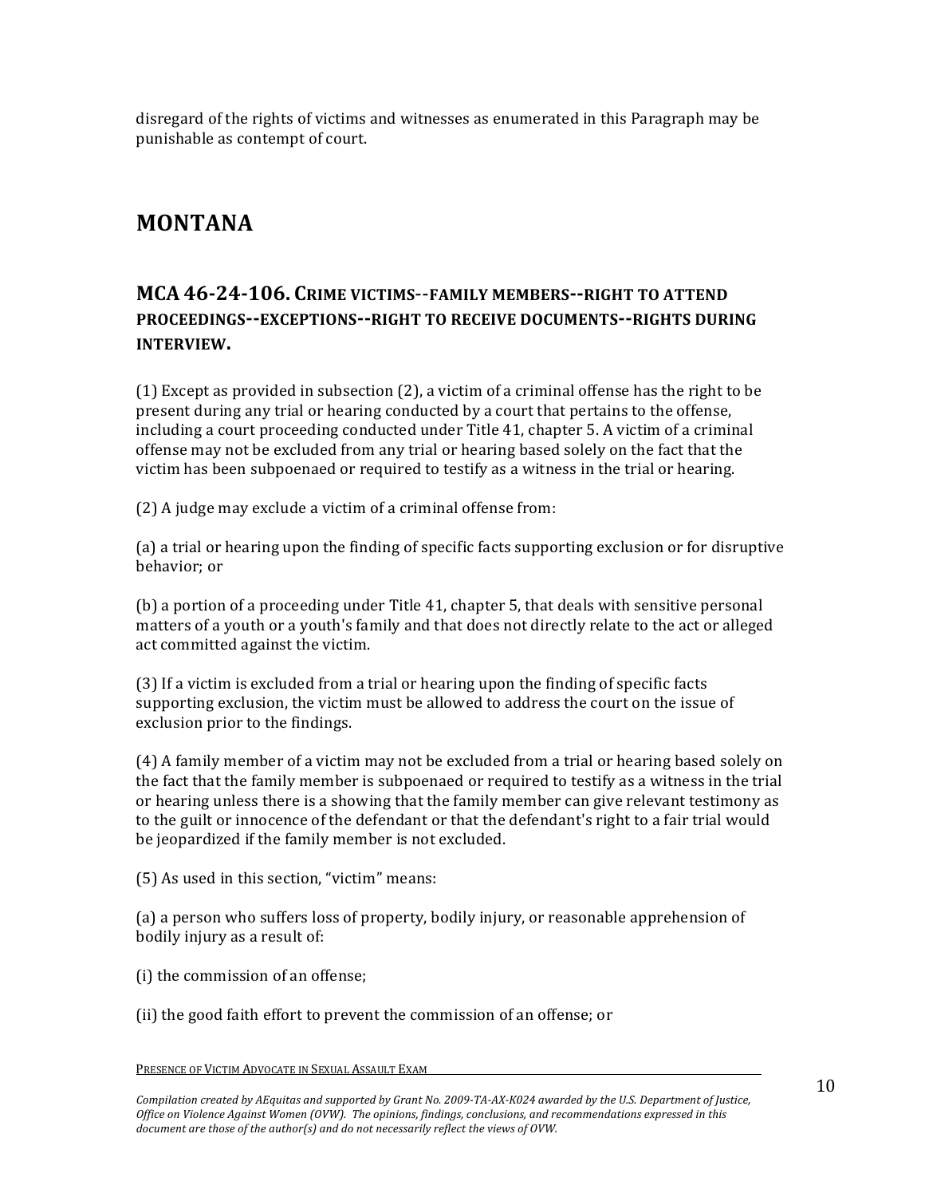disregard of the rights of victims and witnesses as enumerated in this Paragraph may be punishable as contempt of court.

# MONTANA

## MCA 46-24-106. CRIME VICTIMS--FAMILY MEMBERS--RIGHT TO ATTEND PROCEEDINGS--EXCEPTIONS--RIGHT TO RECEIVE DOCUMENTS--RIGHTS DURING INTERVIEW.

(1) Except as provided in subsection (2), a victim of a criminal offense has the right to be present during any trial or hearing conducted by a court that pertains to the offense, including a court proceeding conducted under Title 41, chapter 5. A victim of a criminal offense may not be excluded from any trial or hearing based solely on the fact that the victim has been subpoenaed or required to testify as a witness in the trial or hearing.

(2) A judge may exclude a victim of a criminal offense from:

(a) a trial or hearing upon the finding of specific facts supporting exclusion or for disruptive behavior; or

(b) a portion of a proceeding under Title 41, chapter 5, that deals with sensitive personal matters of a youth or a youth's family and that does not directly relate to the act or alleged act committed against the victim.

(3) If a victim is excluded from a trial or hearing upon the finding of specific facts supporting exclusion, the victim must be allowed to address the court on the issue of exclusion prior to the findings.

(4) A family member of a victim may not be excluded from a trial or hearing based solely on the fact that the family member is subpoenaed or required to testify as a witness in the trial or hearing unless there is a showing that the family member can give relevant testimony as to the guilt or innocence of the defendant or that the defendant's right to a fair trial would be jeopardized if the family member is not excluded.

(5) As used in this section, "victim" means:

(a) a person who suffers loss of property, bodily injury, or reasonable apprehension of bodily injury as a result of:

(i) the commission of an offense;

(ii) the good faith effort to prevent the commission of an offense; or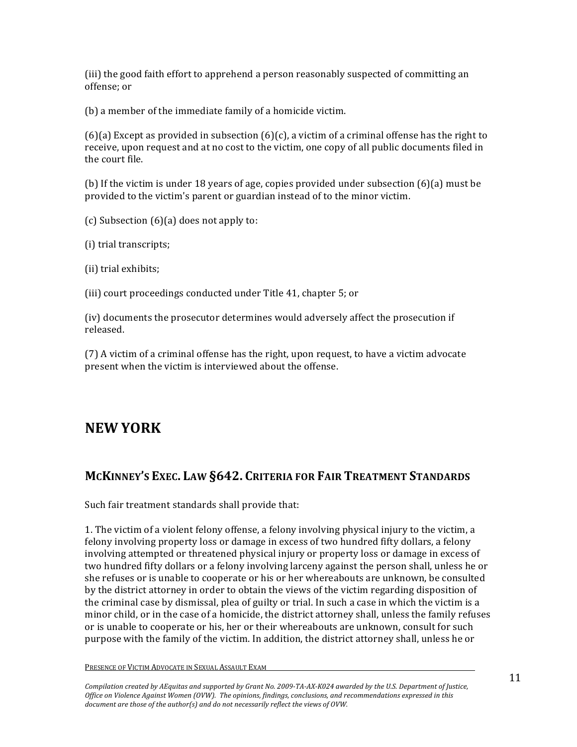(iii) the good faith effort to apprehend a person reasonably suspected of committing an offense; or

(b) a member of the immediate family of a homicide victim.

(6)(a) Except as provided in subsection (6)(c), a victim of a criminal offense has the right to receive, upon request and at no cost to the victim, one copy of all public documents filed in the court file.

(b) If the victim is under 18 years of age, copies provided under subsection (6)(a) must be provided to the victim's parent or guardian instead of to the minor victim.

(c) Subsection (6)(a) does not apply to:

(i) trial transcripts;

(ii) trial exhibits;

(iii) court proceedings conducted under Title 41, chapter 5; or

(iv) documents the prosecutor determines would adversely affect the prosecution if released.

(7) A victim of a criminal offense has the right, upon request, to have a victim advocate present when the victim is interviewed about the offense.

# NEW YORK

## McKinney's Exec. Law §642. Criteria for Fair Treatment Standards

Such fair treatment standards shall provide that:

1. The victim of a violent felony offense, a felony involving physical injury to the victim, a felony involving property loss or damage in excess of two hundred fifty dollars, a felony involving attempted or threatened physical injury or property loss or damage in excess of two hundred fifty dollars or a felony involving larceny against the person shall, unless he or she refuses or is unable to cooperate or his or her whereabouts are unknown, be consulted by the district attorney in order to obtain the views of the victim regarding disposition of the criminal case by dismissal, plea of guilty or trial. In such a case in which the victim is a minor child, or in the case of a homicide, the district attorney shall, unless the family refuses or is unable to cooperate or his, her or their whereabouts are unknown, consult for such purpose with the family of the victim. In addition, the district attorney shall, unless he or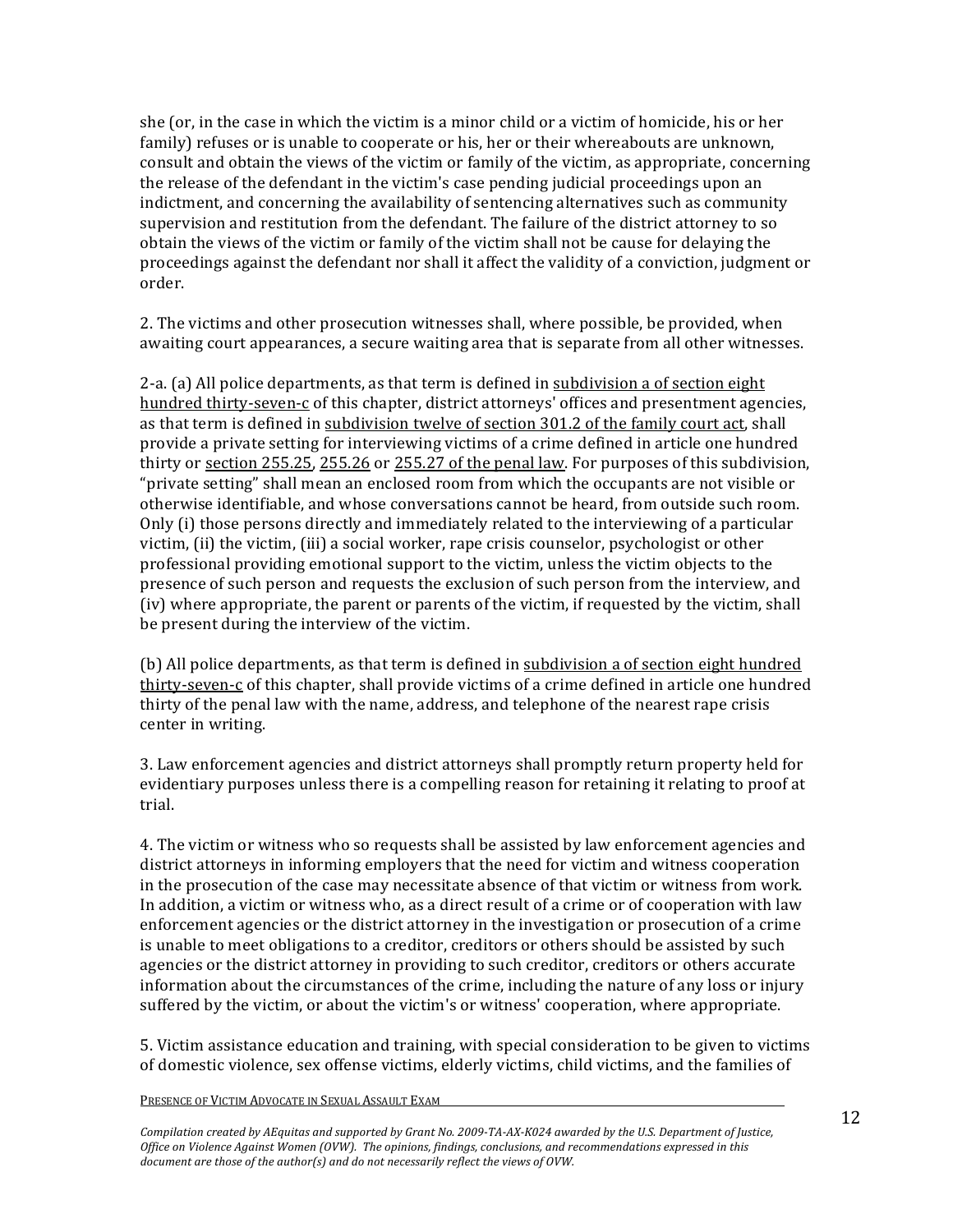she (or, in the case in which the victim is a minor child or a victim of homicide, his or her family) refuses or is unable to cooperate or his, her or their whereabouts are unknown, consult and obtain the views of the victim or family of the victim, as appropriate, concerning the release of the defendant in the victim's case pending judicial proceedings upon an indictment, and concerning the availability of sentencing alternatives such as community supervision and restitution from the defendant. The failure of the district attorney to so obtain the views of the victim or family of the victim shall not be cause for delaying the proceedings against the defendant nor shall it affect the validity of a conviction, judgment or order.

2. The victims and other prosecution witnesses shall, where possible, be provided, when awaiting court appearances, a secure waiting area that is separate from all other witnesses.

2-a. (a) All police departments, as that term is defined in subdivision a of section eight hundred thirty-seven-c of this chapter, district attorneys' offices and presentment agencies, as that term is defined in subdivision twelve of section 301.2 of the family court act, shall provide a private setting for interviewing victims of a crime defined in article one hundred thirty or section 255.25, 255.26 or 255.27 of the penal law. For purposes of this subdivision, "private setting" shall mean an enclosed room from which the occupants are not visible or otherwise identifiable, and whose conversations cannot be heard, from outside such room. Only (i) those persons directly and immediately related to the interviewing of a particular victim, (ii) the victim, (iii) a social worker, rape crisis counselor, psychologist or other professional providing emotional support to the victim, unless the victim objects to the presence of such person and requests the exclusion of such person from the interview, and (iv) where appropriate, the parent or parents of the victim, if requested by the victim, shall be present during the interview of the victim.

(b) All police departments, as that term is defined in subdivision a of section eight hundred thirty-seven-c of this chapter, shall provide victims of a crime defined in article one hundred thirty of the penal law with the name, address, and telephone of the nearest rape crisis center in writing.

3. Law enforcement agencies and district attorneys shall promptly return property held for evidentiary purposes unless there is a compelling reason for retaining it relating to proof at trial.

4. The victim or witness who so requests shall be assisted by law enforcement agencies and district attorneys in informing employers that the need for victim and witness cooperation in the prosecution of the case may necessitate absence of that victim or witness from work. In addition, a victim or witness who, as a direct result of a crime or of cooperation with law enforcement agencies or the district attorney in the investigation or prosecution of a crime is unable to meet obligations to a creditor, creditors or others should be assisted by such agencies or the district attorney in providing to such creditor, creditors or others accurate information about the circumstances of the crime, including the nature of any loss or injury suffered by the victim, or about the victim's or witness' cooperation, where appropriate.

5. Victim assistance education and training, with special consideration to be given to victims of domestic violence, sex offense victims, elderly victims, child victims, and the families of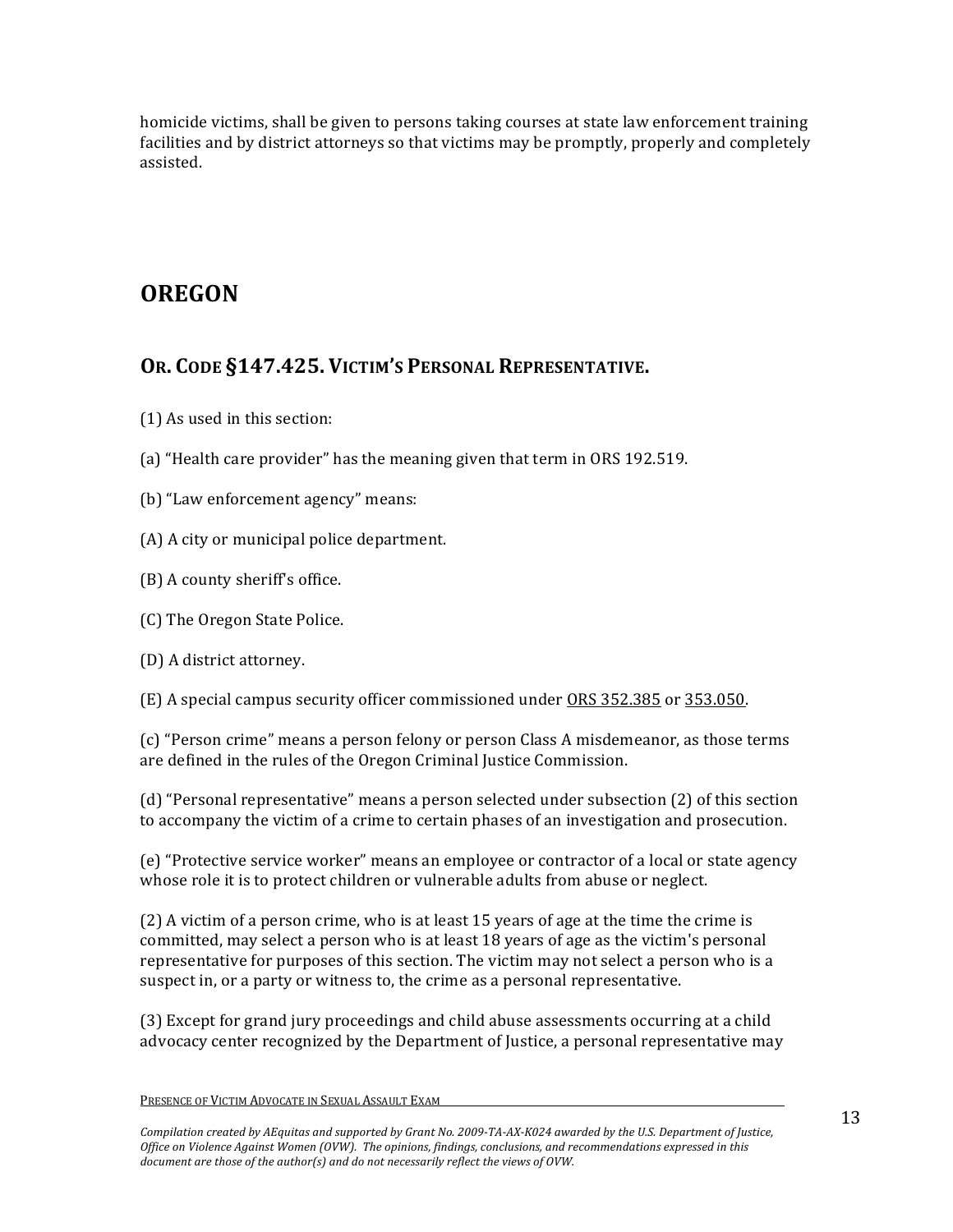homicide victims, shall be given to persons taking courses at state law enforcement training facilities and by district attorneys so that victims may be promptly, properly and completely assisted.

# OREGON

## OR. CODE §147.425. VICTIM'S PERSONAL REPRESENTATIVE.

(1) As used in this section:

(a) "Health care provider" has the meaning given that term in ORS 192.519.

(b) "Law enforcement agency" means:

(A) A city or municipal police department.

(B) A county sheriff's office.

(C) The Oregon State Police.

(D) A district attorney.

(E) A special campus security officer commissioned under ORS 352.385 or 353.050.

(c) "Person crime" means a person felony or person Class A misdemeanor, as those terms are defined in the rules of the Oregon Criminal Justice Commission.

(d) "Personal representative" means a person selected under subsection (2) of this section to accompany the victim of a crime to certain phases of an investigation and prosecution.

(e) "Protective service worker" means an employee or contractor of a local or state agency whose role it is to protect children or vulnerable adults from abuse or neglect.

(2) A victim of a person crime, who is at least 15 years of age at the time the crime is committed, may select a person who is at least 18 years of age as the victim's personal representative for purposes of this section. The victim may not select a person who is a suspect in, or a party or witness to, the crime as a personal representative.

(3) Except for grand jury proceedings and child abuse assessments occurring at a child advocacy center recognized by the Department of Justice, a personal representative may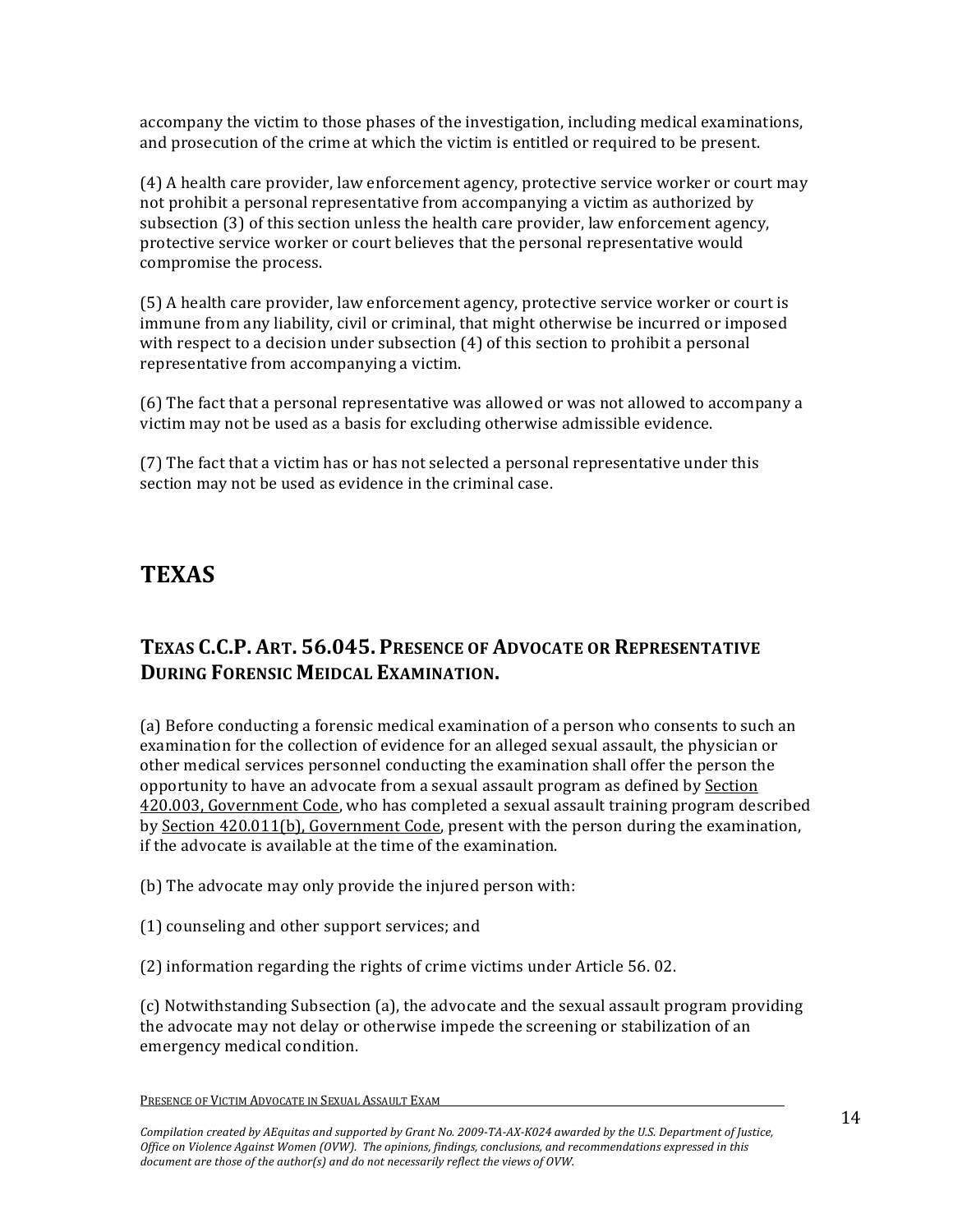accompany the victim to those phases of the investigation, including medical examinations, and prosecution of the crime at which the victim is entitled or required to be present.

(4) A health care provider, law enforcement agency, protective service worker or court may not prohibit a personal representative from accompanying a victim as authorized by subsection (3) of this section unless the health care provider, law enforcement agency, protective service worker or court believes that the personal representative would compromise the process.

(5) A health care provider, law enforcement agency, protective service worker or court is immune from any liability, civil or criminal, that might otherwise be incurred or imposed with respect to a decision under subsection (4) of this section to prohibit a personal representative from accompanying a victim.

(6) The fact that a personal representative was allowed or was not allowed to accompany a victim may not be used as a basis for excluding otherwise admissible evidence.

(7) The fact that a victim has or has not selected a personal representative under this section may not be used as evidence in the criminal case.

# TEXAS

## TEXAS C.C.P. ART. 56.045. PRESENCE OF ADVOCATE OR REPRESENTATIVE DURING FORENSIC MEIDCAL EXAMINATION.

(a) Before conducting a forensic medical examination of a person who consents to such an examination for the collection of evidence for an alleged sexual assault, the physician or other medical services personnel conducting the examination shall offer the person the opportunity to have an advocate from a sexual assault program as defined by Section 420.003, Government Code, who has completed a sexual assault training program described by Section 420.011(b), Government Code, present with the person during the examination, if the advocate is available at the time of the examination.

(b) The advocate may only provide the injured person with:

(1) counseling and other support services; and

(2) information regarding the rights of crime victims under Article 56. 02.

(c) Notwithstanding Subsection (a), the advocate and the sexual assault program providing the advocate may not delay or otherwise impede the screening or stabilization of an emergency medical condition.

PRESENCE OF VICTIM ADVOCATE IN SEXUAL ASSAULT EXAM

*Compilation created by AEquitas and supported by Grant No. 2009-TA-AX-K024 awarded by the U.S. Department of Justice, Office on Violence Against Women (OVW). The opinions, findings, conclusions, and recommendations expressed in this document are those of the author(s) and do not necessarily reflect the views of OVW.*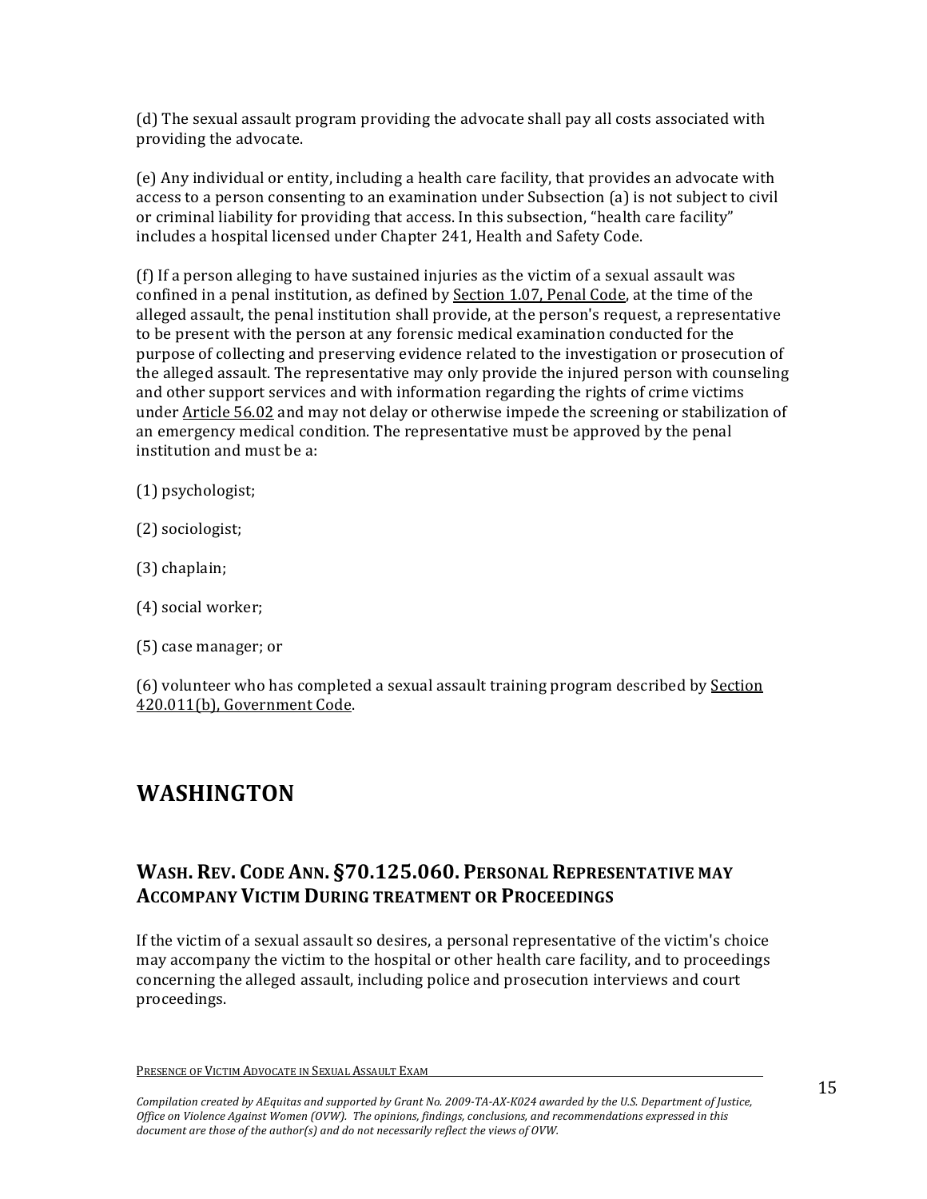(d) The sexual assault program providing the advocate shall pay all costs associated with providing the advocate.

(e) Any individual or entity, including a health care facility, that provides an advocate with access to a person consenting to an examination under Subsection (a) is not subject to civil or criminal liability for providing that access. In this subsection, "health care facility" includes a hospital licensed under Chapter 241, Health and Safety Code.

(f) If a person alleging to have sustained injuries as the victim of a sexual assault was confined in a penal institution, as defined by Section 1.07, Penal Code, at the time of the alleged assault, the penal institution shall provide, at the person's request, a representative to be present with the person at any forensic medical examination conducted for the purpose of collecting and preserving evidence related to the investigation or prosecution of the alleged assault. The representative may only provide the injured person with counseling and other support services and with information regarding the rights of crime victims under Article 56.02 and may not delay or otherwise impede the screening or stabilization of an emergency medical condition. The representative must be approved by the penal institution and must be a:

(1) psychologist;

(2) sociologist;

(3) chaplain;

(4) social worker;

(5) case manager; or

(6) volunteer who has completed a sexual assault training program described by Section 420.011(b), Government Code.

# WASHINGTON

## WASH. REV. CODE ANN. §70.125.060. PERSONAL REPRESENTATIVE MAY ACCOMPANY VICTIM DURING TREATMENT OR PROCEEDINGS

If the victim of a sexual assault so desires, a personal representative of the victim's choice may accompany the victim to the hospital or other health care facility, and to proceedings concerning the alleged assault, including police and prosecution interviews and court proceedings.

*Compilation created by AEquitas and supported by Grant No. 2009-TA-AX-K024 awarded by the U.S. Department of Justice, Office on Violence Against Women (OVW). The opinions, findings, conclusions, and recommendations expressed in this document are those of the author(s) and do not necessarily reflect the views of OVW.*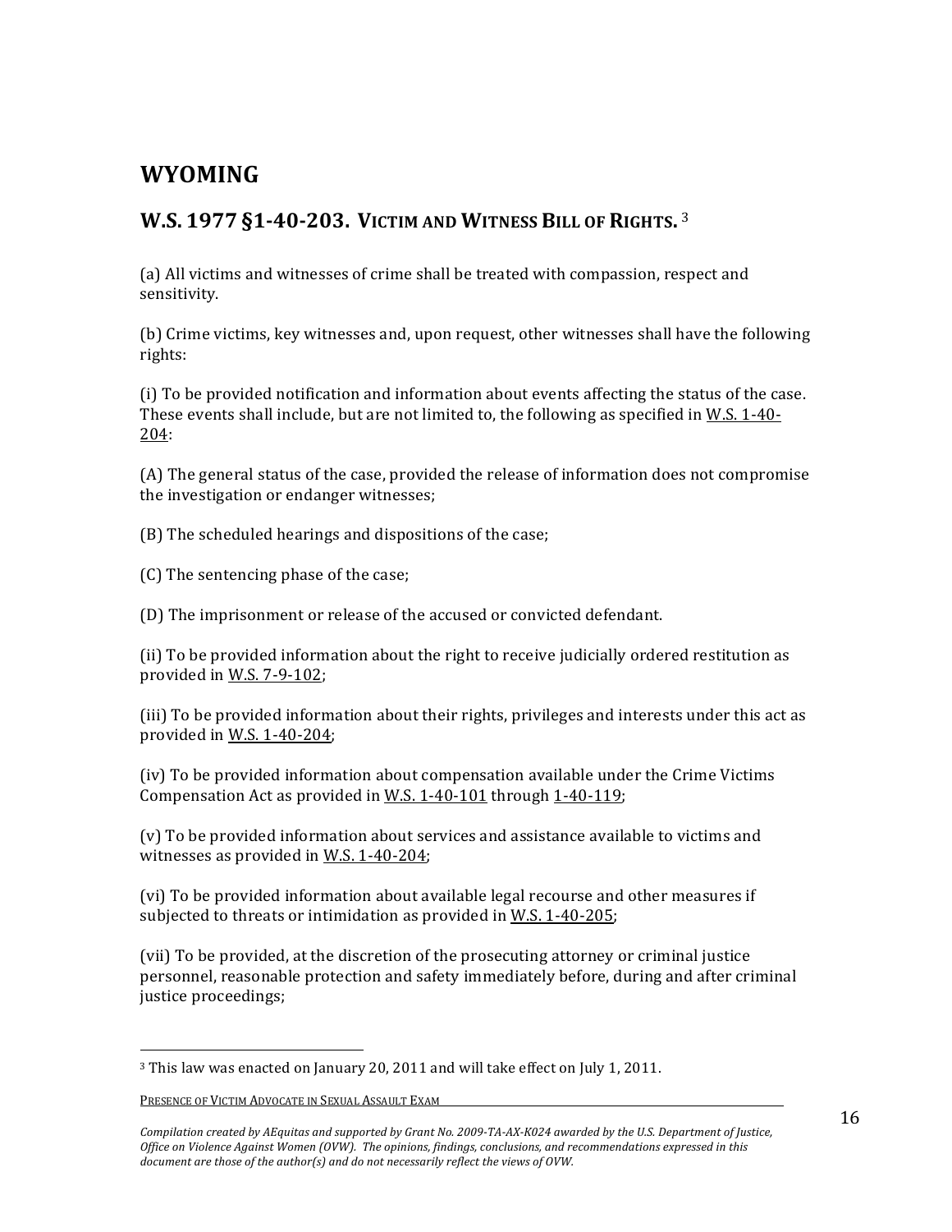## WYOMING

### W.S. 1977 §1-40-203. Victim and Witness Bill of Rights. [3]

(a) All victims and witnesses of crime shall be treated with compassion, respect and sensitivity.

(b) Crime victims, key witnesses and, upon request, other witnesses shall have the following rights:

(i) To be provided notification and information about events affecting the status of the case. These events shall include, but are not limited to, the following as specified in W.S. 1-40-204:

(A) The general status of the case, provided the release of information does not compromise the investigation or endanger witnesses;

(B) The scheduled hearings and dispositions of the case;

(C) The sentencing phase of the case;

(D) The imprisonment or release of the accused or convicted defendant.

(ii) To be provided information about the right to receive judicially ordered restitution as provided in W.S. 7-9-102;

(iii) To be provided information about their rights, privileges and interests under this act as provided in W.S. 1-40-204;

(iv) To be provided information about compensation available under the Crime Victims Compensation Act as provided in W.S. 1-40-101 through 1-40-119;

(v) To be provided information about services and assistance available to victims and witnesses as provided in W.S. 1-40-204;

(vi) To be provided information about available legal recourse and other measures if subjected to threats or intimidation as provided in W.S. 1-40-205;

(vii) To be provided, at the discretion of the prosecuting attorney or criminal justice personnel, reasonable protection and safety immediately before, during and after criminal justice proceedings;

---

[3] This law was enacted on January 20, 2011 and will take effect on July 1, 2011.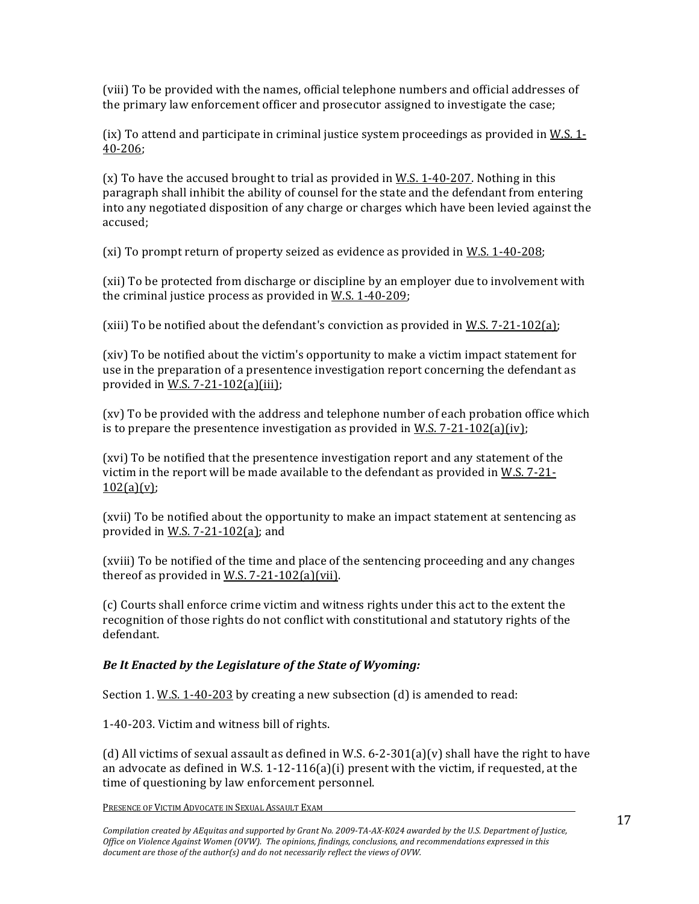(viii) To be provided with the names, official telephone numbers and official addresses of the primary law enforcement officer and prosecutor assigned to investigate the case;

(ix) To attend and participate in criminal justice system proceedings as provided in W.S. 1-40-206;

(x) To have the accused brought to trial as provided in W.S. 1-40-207. Nothing in this paragraph shall inhibit the ability of counsel for the state and the defendant from entering into any negotiated disposition of any charge or charges which have been levied against the accused;

(xi) To prompt return of property seized as evidence as provided in W.S. 1-40-208;

(xii) To be protected from discharge or discipline by an employer due to involvement with the criminal justice process as provided in W.S. 1-40-209;

(xiii) To be notified about the defendant's conviction as provided in W.S. 7-21-102(a);

(xiv) To be notified about the victim's opportunity to make a victim impact statement for use in the preparation of a presentence investigation report concerning the defendant as provided in W.S. 7-21-102(a)(iii);

(xv) To be provided with the address and telephone number of each probation office which is to prepare the presentence investigation as provided in W.S. 7-21-102(a)(iv);

(xvi) To be notified that the presentence investigation report and any statement of the victim in the report will be made available to the defendant as provided in W.S. 7-21-102(a)(v);

(xvii) To be notified about the opportunity to make an impact statement at sentencing as provided in W.S. 7-21-102(a); and

(xviii) To be notified of the time and place of the sentencing proceeding and any changes thereof as provided in W.S. 7-21-102(a)(vii).

(c) Courts shall enforce crime victim and witness rights under this act to the extent the recognition of those rights do not conflict with constitutional and statutory rights of the defendant.

***Be It Enacted by the Legislature of the State of Wyoming:***

Section 1. W.S. 1-40-203 by creating a new subsection (d) is amended to read:

1-40-203. Victim and witness bill of rights.

(d) All victims of sexual assault as defined in W.S. 6-2-301(a)(v) shall have the right to have an advocate as defined in W.S. 1-12-116(a)(i) present with the victim, if requested, at the time of questioning by law enforcement personnel.

*Compilation created by AEquitas and supported by Grant No. 2009-TA-AX-K024 awarded by the U.S. Department of Justice, Office on Violence Against Women (OVW). The opinions, findings, conclusions, and recommendations expressed in this document are those of the author(s) and do not necessarily reflect the views of OVW.*